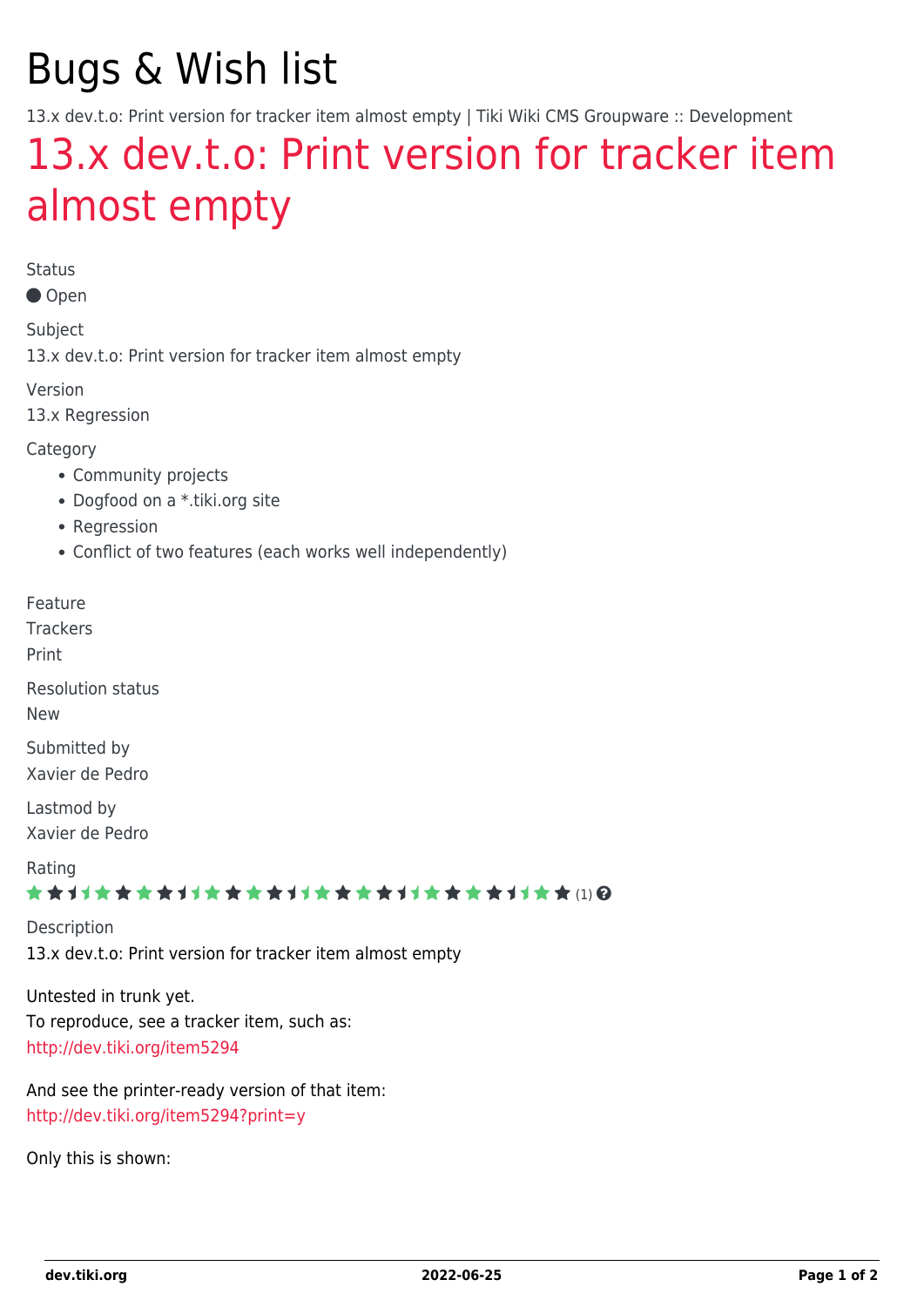# Bugs & Wish list

13.x dev.t.o: Print version for tracker item almost empty | Tiki Wiki CMS Groupware :: Development

## 13.x dev.t.o: Print version for tracker item almost empty

Status

● Open

Subject

13.x dev.t.o: Print version for tracker item almost empty

Version

13.x Regression

Category

- Community projects
- Dogfood on a *.tiki.org site
- Regression
- Conflict of two features (each works well independently)

Feature

Trackers

Print

Resolution status

New

Submitted by

Xavier de Pedro

Lastmod by

Xavier de Pedro

Rating

(1)

Description

13.x dev.t.o: Print version for tracker item almost empty

Untested in trunk yet.
To reproduce, see a tracker item, such as:
http://dev.tiki.org/item5294

And see the printer-ready version of that item:
http://dev.tiki.org/item5294?print=y

Only this is shown: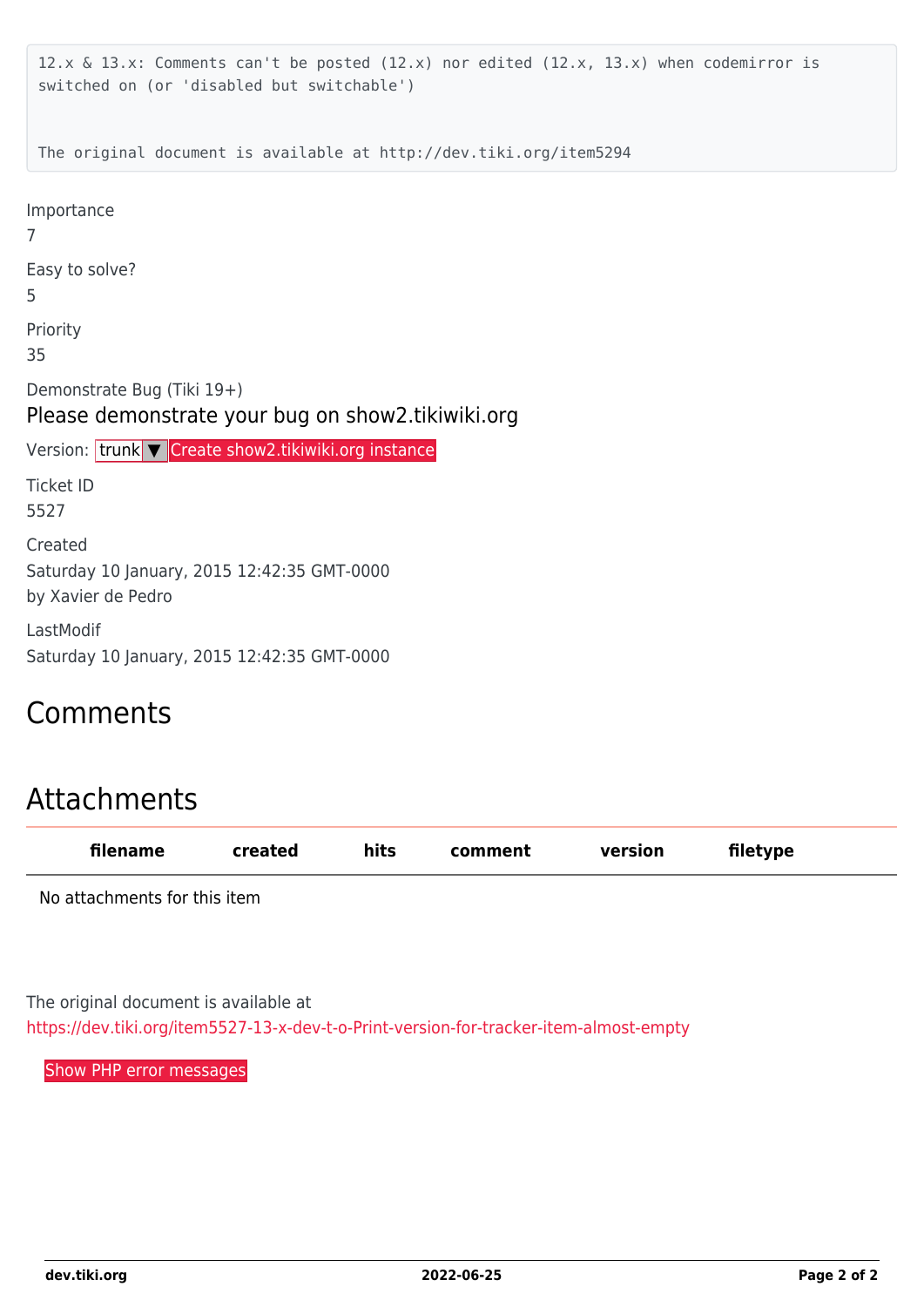```
12.x & 13.x: Comments can't be posted (12.x) nor edited (12.x, 13.x) when codemirror is
switched on (or 'disabled but switchable')


The original document is available at http://dev.tiki.org/item5294
```

Importance

7

Easy to solve?

5

Priority

35

Demonstrate Bug (Tiki 19+)

Please demonstrate your bug on show2.tikiwiki.org

Version: trunk ▼ Create show2.tikiwiki.org instance

Ticket ID

5527

Created

Saturday 10 January, 2015 12:42:35 GMT-0000
by Xavier de Pedro

LastModif

Saturday 10 January, 2015 12:42:35 GMT-0000

## Comments

## Attachments

| filename | created | hits | comment | version | filetype |
|---|---|---|---|---|---|
| No attachments for this item | | | | | |

The original document is available at
https://dev.tiki.org/item5527-13-x-dev-t-o-Print-version-for-tracker-item-almost-empty

Show PHP error messages